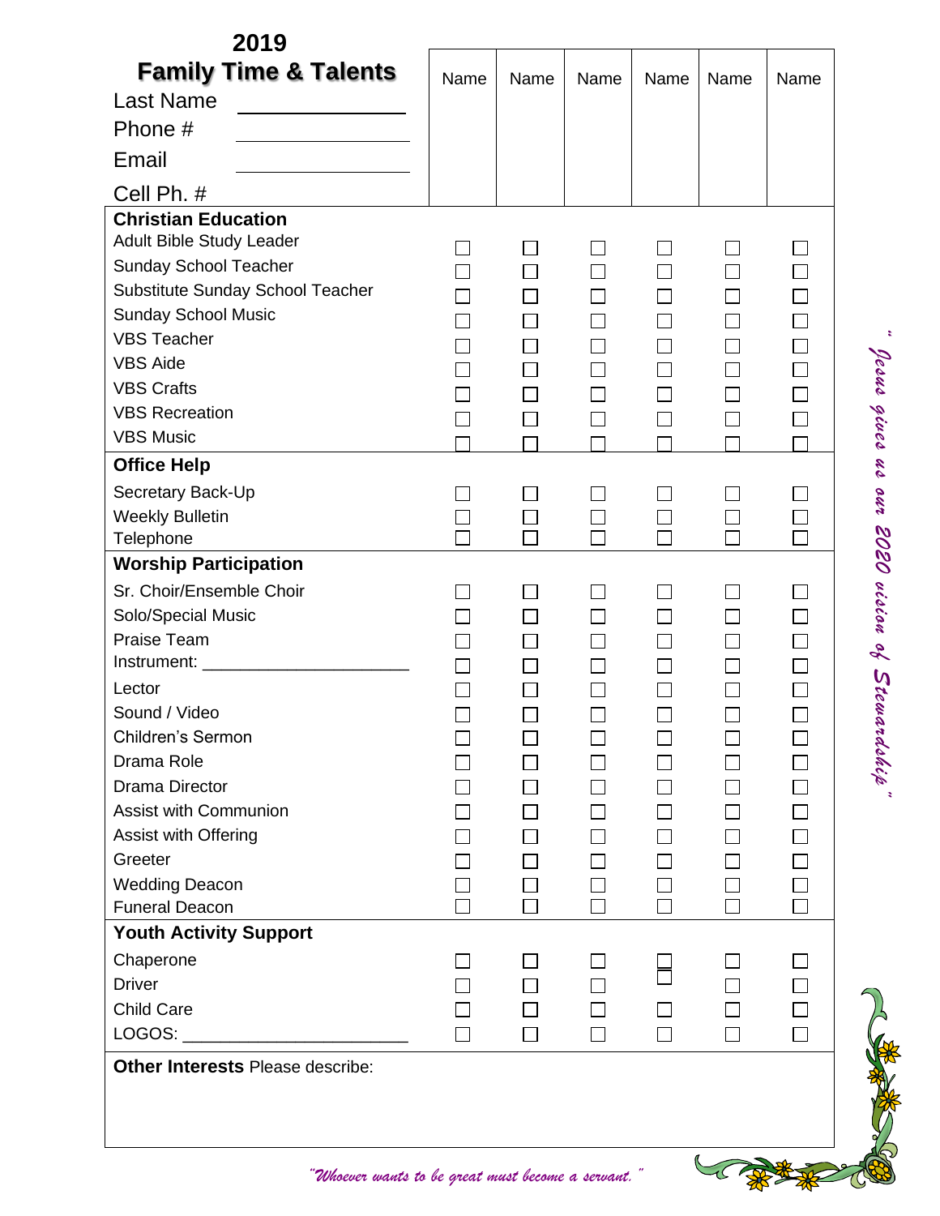# 2019

## Family Time & Talents

Last Name ______________

Phone # ______________

Email ______________

Cell Ph. #

| | Name | Name | Name | Name | Name | Name |
|---|---|---|---|---|---|---|
| **Christian Education** | | | | | | |
| Adult Bible Study Leader | ☐ | ☐ | ☐ | ☐ | ☐ | ☐ |
| Sunday School Teacher | ☐ | ☐ | ☐ | ☐ | ☐ | ☐ |
| Substitute Sunday School Teacher | ☐ | ☐ | ☐ | ☐ | ☐ | ☐ |
| Sunday School Music | ☐ | ☐ | ☐ | ☐ | ☐ | ☐ |
| VBS Teacher | ☐ | ☐ | ☐ | ☐ | ☐ | ☐ |
| VBS Aide | ☐ | ☐ | ☐ | ☐ | ☐ | ☐ |
| VBS Crafts | ☐ | ☐ | ☐ | ☐ | ☐ | ☐ |
| VBS Recreation | ☐ | ☐ | ☐ | ☐ | ☐ | ☐ |
| VBS Music | ☐ | ☐ | ☐ | ☐ | ☐ | ☐ |
| **Office Help** | | | | | | |
| Secretary Back-Up | ☐ | ☐ | ☐ | ☐ | ☐ | ☐ |
| Weekly Bulletin | ☐ | ☐ | ☐ | ☐ | ☐ | ☐ |
| Telephone | ☐ | ☐ | ☐ | ☐ | ☐ | ☐ |
| **Worship Participation** | | | | | | |
| Sr. Choir/Ensemble Choir | ☐ | ☐ | ☐ | ☐ | ☐ | ☐ |
| Solo/Special Music | ☐ | ☐ | ☐ | ☐ | ☐ | ☐ |
| Praise Team | ☐ | ☐ | ☐ | ☐ | ☐ | ☐ |
| Instrument: ____________________ | ☐ | ☐ | ☐ | ☐ | ☐ | ☐ |
| Lector | ☐ | ☐ | ☐ | ☐ | ☐ | ☐ |
| Sound / Video | ☐ | ☐ | ☐ | ☐ | ☐ | ☐ |
| Children's Sermon | ☐ | ☐ | ☐ | ☐ | ☐ | ☐ |
| Drama Role | ☐ | ☐ | ☐ | ☐ | ☐ | ☐ |
| Drama Director | ☐ | ☐ | ☐ | ☐ | ☐ | ☐ |
| Assist with Communion | ☐ | ☐ | ☐ | ☐ | ☐ | ☐ |
| Assist with Offering | ☐ | ☐ | ☐ | ☐ | ☐ | ☐ |
| Greeter | ☐ | ☐ | ☐ | ☐ | ☐ | ☐ |
| Wedding Deacon | ☐ | ☐ | ☐ | ☐ | ☐ | ☐ |
| Funeral Deacon | ☐ | ☐ | ☐ | ☐ | ☐ | ☐ |
| **Youth Activity Support** | | | | | | |
| Chaperone | ☐ | ☐ | ☐ | ☐ | ☐ | ☐ |
| Driver | ☐ | ☐ | ☐ | ☐ | ☐ | ☐ |
| Child Care | ☐ | ☐ | ☐ | ☐ | ☐ | ☐ |
| LOGOS: ______________________ | ☐ | ☐ | ☐ | ☐ | ☐ | ☐ |

**Other Interests** Please describe:

*" Jesus gives us our 2020 vision of Stewardship"*

*"Whoever wants to be great must become a servant."*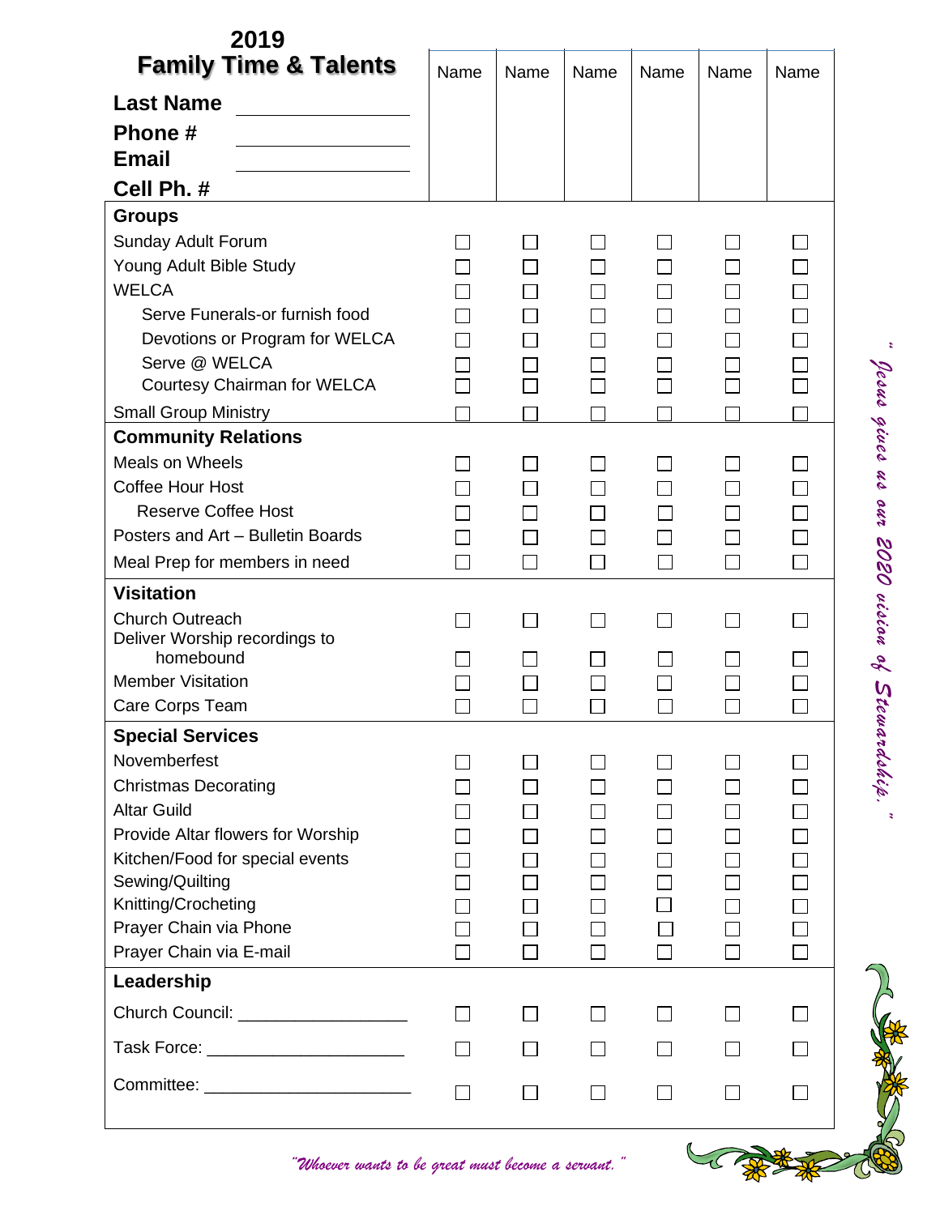# 2019 Family Time & Talents

| | Name | Name | Name | Name | Name | Name |
|---|---|---|---|---|---|---|
| **Last Name** ____________ | | | | | | |
| **Phone #** ____________ | | | | | | |
| **Email** ____________ | | | | | | |
| **Cell Ph. #** | | | | | | |
| **Groups** | | | | | | |
| Sunday Adult Forum | ☐ | ☐ | ☐ | ☐ | ☐ | ☐ |
| Young Adult Bible Study | ☐ | ☐ | ☐ | ☐ | ☐ | ☐ |
| WELCA | ☐ | ☐ | ☐ | ☐ | ☐ | ☐ |
| Serve Funerals-or furnish food | ☐ | ☐ | ☐ | ☐ | ☐ | ☐ |
| Devotions or Program for WELCA | ☐ | ☐ | ☐ | ☐ | ☐ | ☐ |
| Serve @ WELCA | ☐ | ☐ | ☐ | ☐ | ☐ | ☐ |
| Courtesy Chairman for WELCA | ☐ | ☐ | ☐ | ☐ | ☐ | ☐ |
| Small Group Ministry | ☐ | ☐ | ☐ | ☐ | ☐ | ☐ |
| **Community Relations** | | | | | | |
| Meals on Wheels | ☐ | ☐ | ☐ | ☐ | ☐ | ☐ |
| Coffee Hour Host | ☐ | ☐ | ☐ | ☐ | ☐ | ☐ |
| Reserve Coffee Host | ☐ | ☐ | ☐ | ☐ | ☐ | ☐ |
| Posters and Art – Bulletin Boards | ☐ | ☐ | ☐ | ☐ | ☐ | ☐ |
| Meal Prep for members in need | ☐ | ☐ | ☐ | ☐ | ☐ | ☐ |
| **Visitation** | | | | | | |
| Church Outreach | ☐ | ☐ | ☐ | ☐ | ☐ | ☐ |
| Deliver Worship recordings to homebound | ☐ | ☐ | ☐ | ☐ | ☐ | ☐ |
| Member Visitation | ☐ | ☐ | ☐ | ☐ | ☐ | ☐ |
| Care Corps Team | ☐ | ☐ | ☐ | ☐ | ☐ | ☐ |
| **Special Services** | | | | | | |
| Novemberfest | ☐ | ☐ | ☐ | ☐ | ☐ | ☐ |
| Christmas Decorating | ☐ | ☐ | ☐ | ☐ | ☐ | ☐ |
| Altar Guild | ☐ | ☐ | ☐ | ☐ | ☐ | ☐ |
| Provide Altar flowers for Worship | ☐ | ☐ | ☐ | ☐ | ☐ | ☐ |
| Kitchen/Food for special events | ☐ | ☐ | ☐ | ☐ | ☐ | ☐ |
| Sewing/Quilting | ☐ | ☐ | ☐ | ☐ | ☐ | ☐ |
| Knitting/Crocheting | ☐ | ☐ | ☐ | ☐ | ☐ | ☐ |
| Prayer Chain via Phone | ☐ | ☐ | ☐ | ☐ | ☐ | ☐ |
| Prayer Chain via E-mail | ☐ | ☐ | ☐ | ☐ | ☐ | ☐ |
| **Leadership** | | | | | | |
| Church Council: ________________ | ☐ | ☐ | ☐ | ☐ | ☐ | ☐ |
| Task Force: ____________________ | ☐ | ☐ | ☐ | ☐ | ☐ | ☐ |
| Committee: ____________________ | ☐ | ☐ | ☐ | ☐ | ☐ | ☐ |

*" Jesus gives us our 2020 vision of Stewardship. "*

*"Whoever wants to be great must become a servant."*